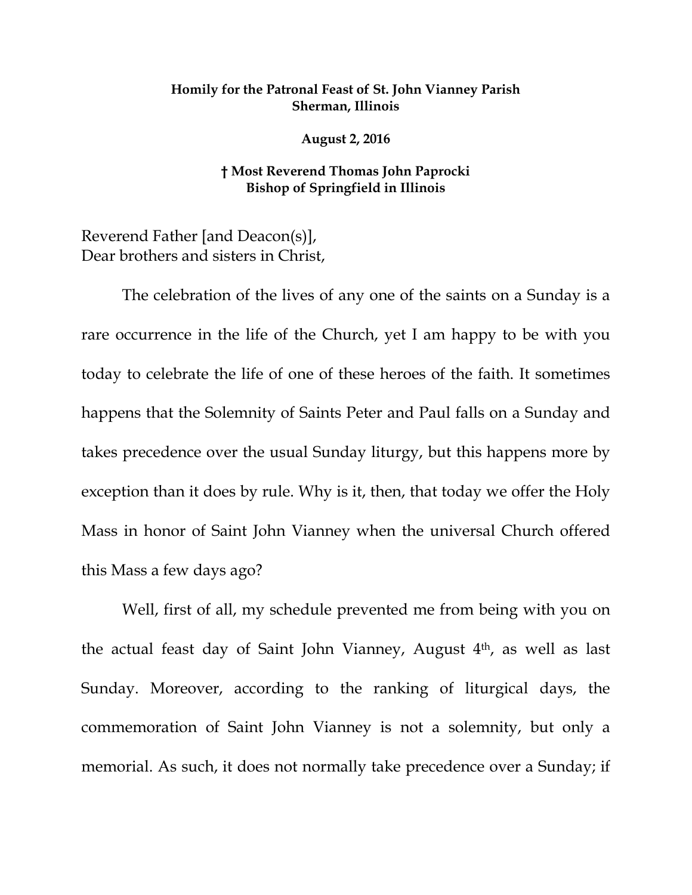**Homily for the Patronal Feast of St. John Vianney Parish**
**Sherman, Illinois**

**August 2, 2016**

**† Most Reverend Thomas John Paprocki**
**Bishop of Springfield in Illinois**

Reverend Father [and Deacon(s)],
Dear brothers and sisters in Christ,

The celebration of the lives of any one of the saints on a Sunday is a rare occurrence in the life of the Church, yet I am happy to be with you today to celebrate the life of one of these heroes of the faith. It sometimes happens that the Solemnity of Saints Peter and Paul falls on a Sunday and takes precedence over the usual Sunday liturgy, but this happens more by exception than it does by rule. Why is it, then, that today we offer the Holy Mass in honor of Saint John Vianney when the universal Church offered this Mass a few days ago?

Well, first of all, my schedule prevented me from being with you on the actual feast day of Saint John Vianney, August 4th, as well as last Sunday. Moreover, according to the ranking of liturgical days, the commemoration of Saint John Vianney is not a solemnity, but only a memorial. As such, it does not normally take precedence over a Sunday; if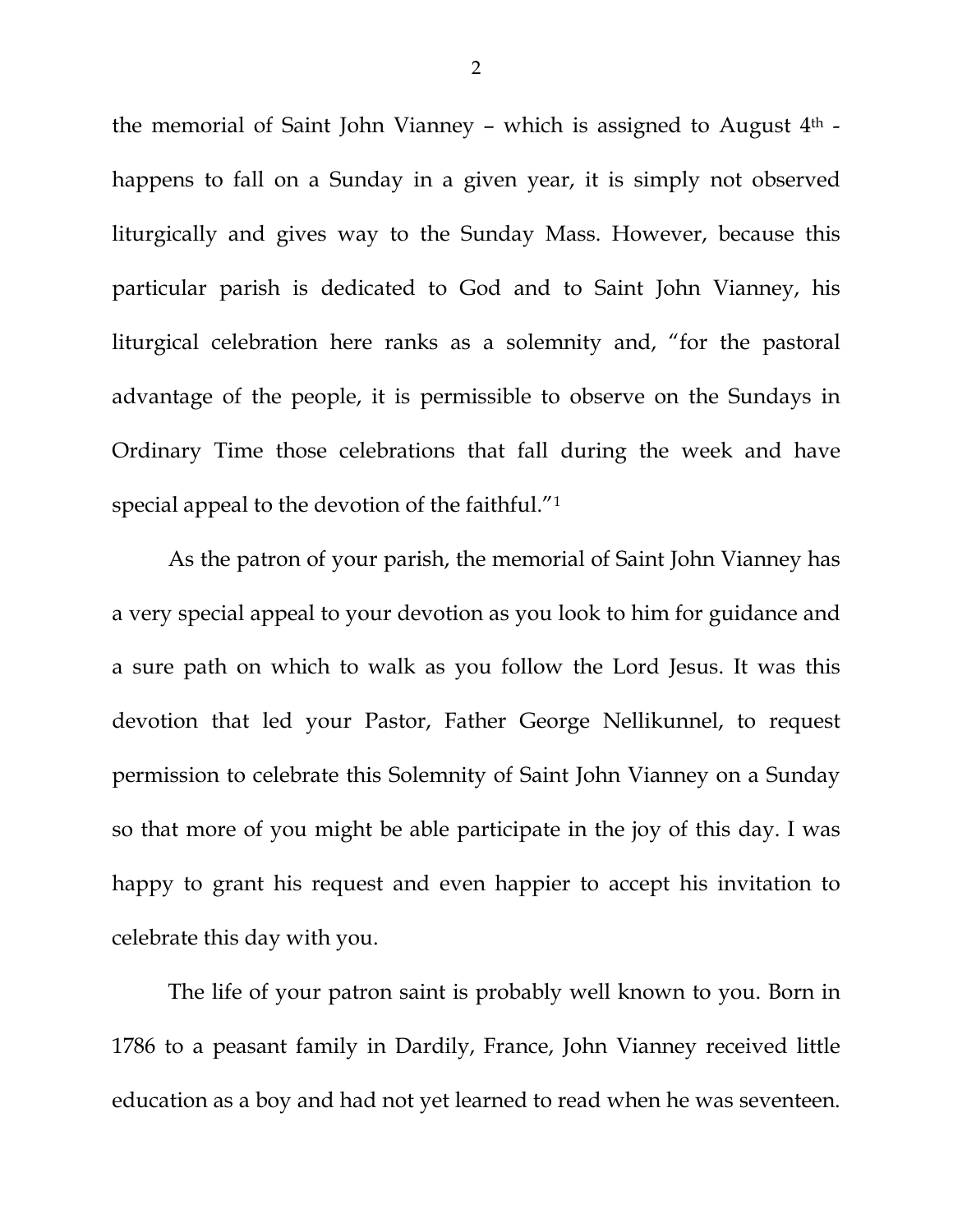the memorial of Saint John Vianney – which is assigned to August 4th - happens to fall on a Sunday in a given year, it is simply not observed liturgically and gives way to the Sunday Mass. However, because this particular parish is dedicated to God and to Saint John Vianney, his liturgical celebration here ranks as a solemnity and, "for the pastoral advantage of the people, it is permissible to observe on the Sundays in Ordinary Time those celebrations that fall during the week and have special appeal to the devotion of the faithful."[1]

As the patron of your parish, the memorial of Saint John Vianney has a very special appeal to your devotion as you look to him for guidance and a sure path on which to walk as you follow the Lord Jesus. It was this devotion that led your Pastor, Father George Nellikunnel, to request permission to celebrate this Solemnity of Saint John Vianney on a Sunday so that more of you might be able participate in the joy of this day. I was happy to grant his request and even happier to accept his invitation to celebrate this day with you.

The life of your patron saint is probably well known to you. Born in 1786 to a peasant family in Dardily, France, John Vianney received little education as a boy and had not yet learned to read when he was seventeen.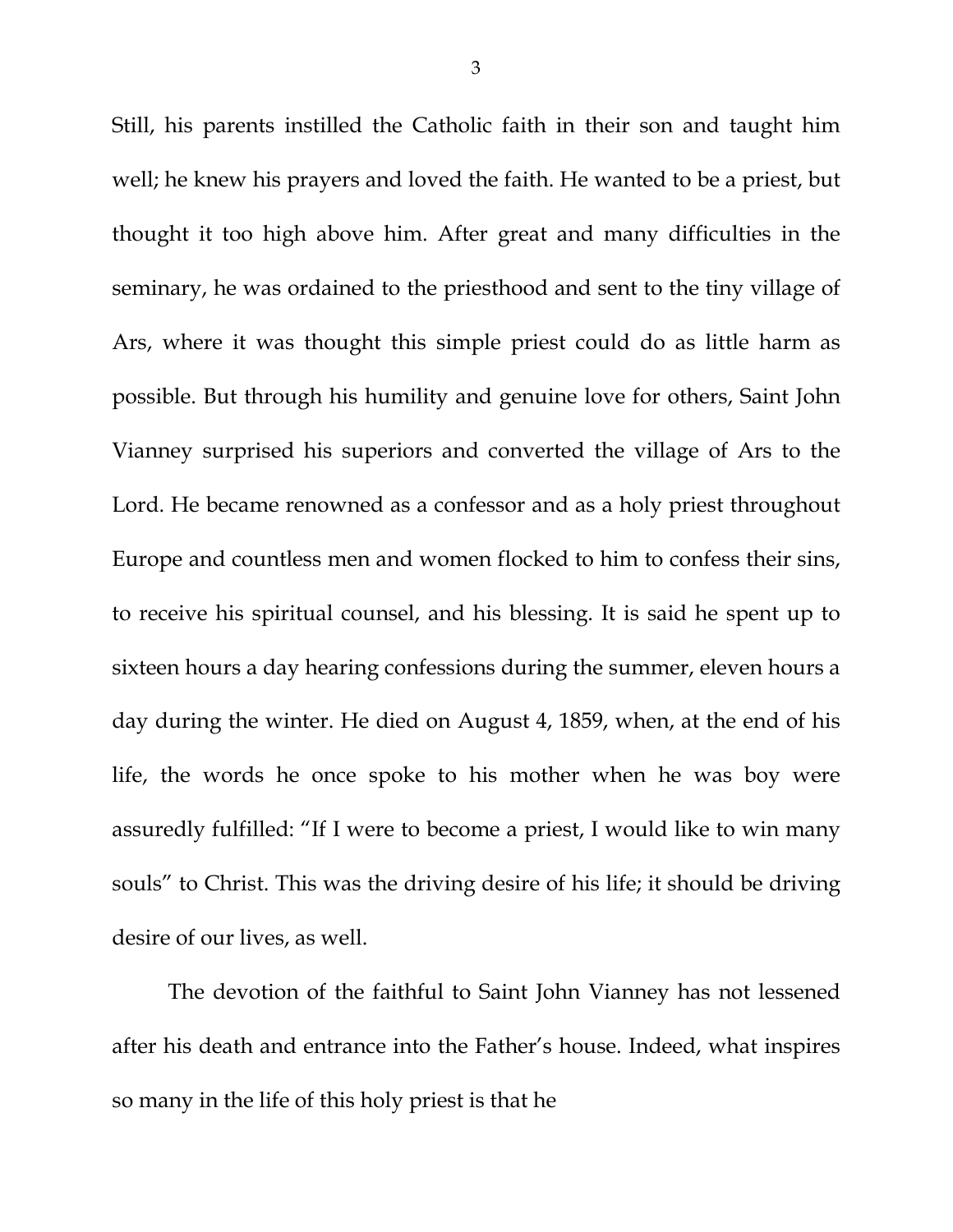Still, his parents instilled the Catholic faith in their son and taught him well; he knew his prayers and loved the faith. He wanted to be a priest, but thought it too high above him. After great and many difficulties in the seminary, he was ordained to the priesthood and sent to the tiny village of Ars, where it was thought this simple priest could do as little harm as possible. But through his humility and genuine love for others, Saint John Vianney surprised his superiors and converted the village of Ars to the Lord. He became renowned as a confessor and as a holy priest throughout Europe and countless men and women flocked to him to confess their sins, to receive his spiritual counsel, and his blessing. It is said he spent up to sixteen hours a day hearing confessions during the summer, eleven hours a day during the winter. He died on August 4, 1859, when, at the end of his life, the words he once spoke to his mother when he was boy were assuredly fulfilled: "If I were to become a priest, I would like to win many souls" to Christ. This was the driving desire of his life; it should be driving desire of our lives, as well.

The devotion of the faithful to Saint John Vianney has not lessened after his death and entrance into the Father's house. Indeed, what inspires so many in the life of this holy priest is that he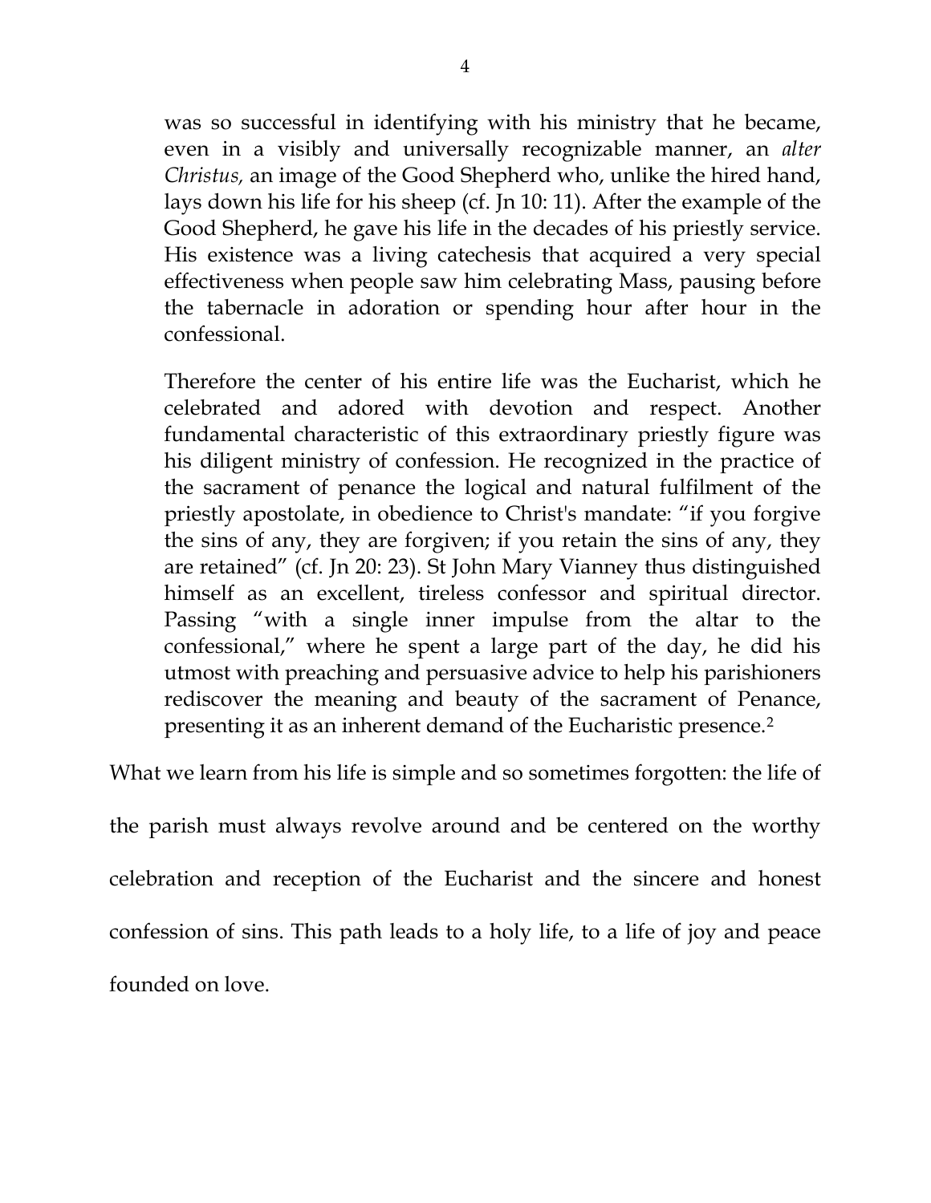> was so successful in identifying with his ministry that he became, even in a visibly and universally recognizable manner, an *alter Christus,* an image of the Good Shepherd who, unlike the hired hand, lays down his life for his sheep (cf. Jn 10: 11). After the example of the Good Shepherd, he gave his life in the decades of his priestly service. His existence was a living catechesis that acquired a very special effectiveness when people saw him celebrating Mass, pausing before the tabernacle in adoration or spending hour after hour in the confessional.
>
> Therefore the center of his entire life was the Eucharist, which he celebrated and adored with devotion and respect. Another fundamental characteristic of this extraordinary priestly figure was his diligent ministry of confession. He recognized in the practice of the sacrament of penance the logical and natural fulfilment of the priestly apostolate, in obedience to Christ's mandate: "if you forgive the sins of any, they are forgiven; if you retain the sins of any, they are retained" (cf. Jn 20: 23). St John Mary Vianney thus distinguished himself as an excellent, tireless confessor and spiritual director. Passing "with a single inner impulse from the altar to the confessional," where he spent a large part of the day, he did his utmost with preaching and persuasive advice to help his parishioners rediscover the meaning and beauty of the sacrament of Penance, presenting it as an inherent demand of the Eucharistic presence.[2]

What we learn from his life is simple and so sometimes forgotten: the life of the parish must always revolve around and be centered on the worthy celebration and reception of the Eucharist and the sincere and honest confession of sins. This path leads to a holy life, to a life of joy and peace founded on love.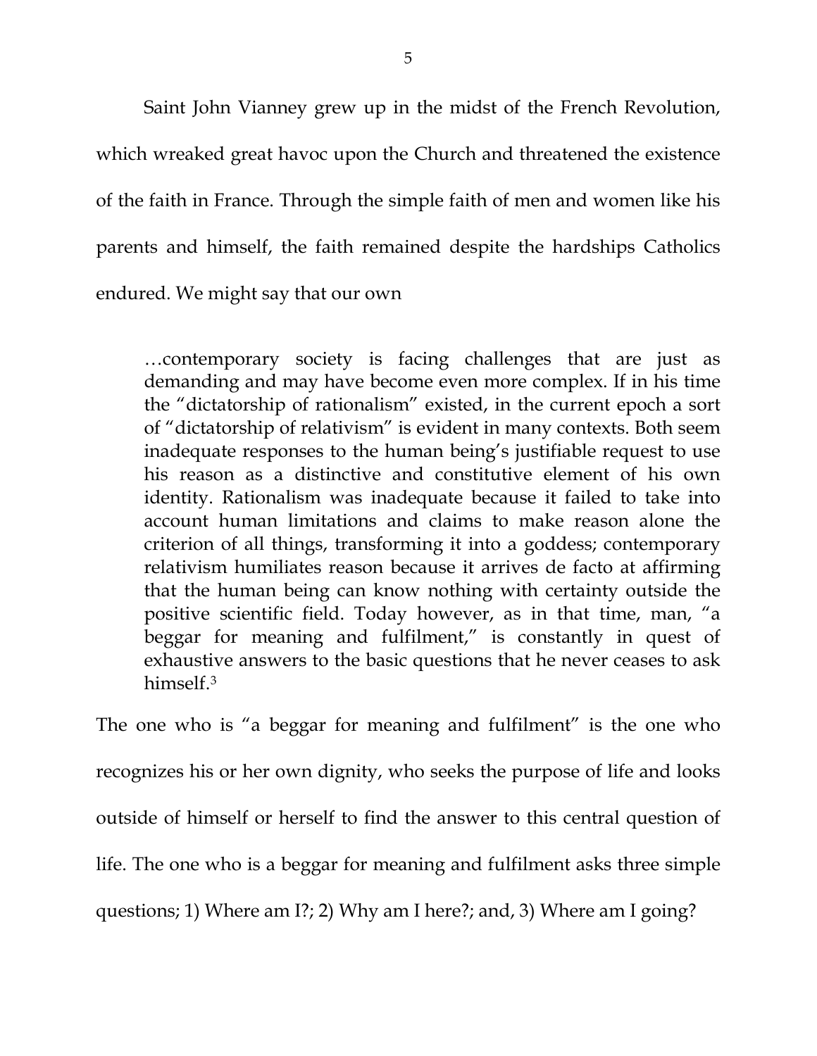Saint John Vianney grew up in the midst of the French Revolution, which wreaked great havoc upon the Church and threatened the existence of the faith in France. Through the simple faith of men and women like his parents and himself, the faith remained despite the hardships Catholics endured. We might say that our own

> …contemporary society is facing challenges that are just as demanding and may have become even more complex. If in his time the "dictatorship of rationalism" existed, in the current epoch a sort of "dictatorship of relativism" is evident in many contexts. Both seem inadequate responses to the human being's justifiable request to use his reason as a distinctive and constitutive element of his own identity. Rationalism was inadequate because it failed to take into account human limitations and claims to make reason alone the criterion of all things, transforming it into a goddess; contemporary relativism humiliates reason because it arrives de facto at affirming that the human being can know nothing with certainty outside the positive scientific field. Today however, as in that time, man, "a beggar for meaning and fulfilment," is constantly in quest of exhaustive answers to the basic questions that he never ceases to ask himself.[3]

The one who is "a beggar for meaning and fulfilment" is the one who recognizes his or her own dignity, who seeks the purpose of life and looks outside of himself or herself to find the answer to this central question of life. The one who is a beggar for meaning and fulfilment asks three simple questions; 1) Where am I?; 2) Why am I here?; and, 3) Where am I going?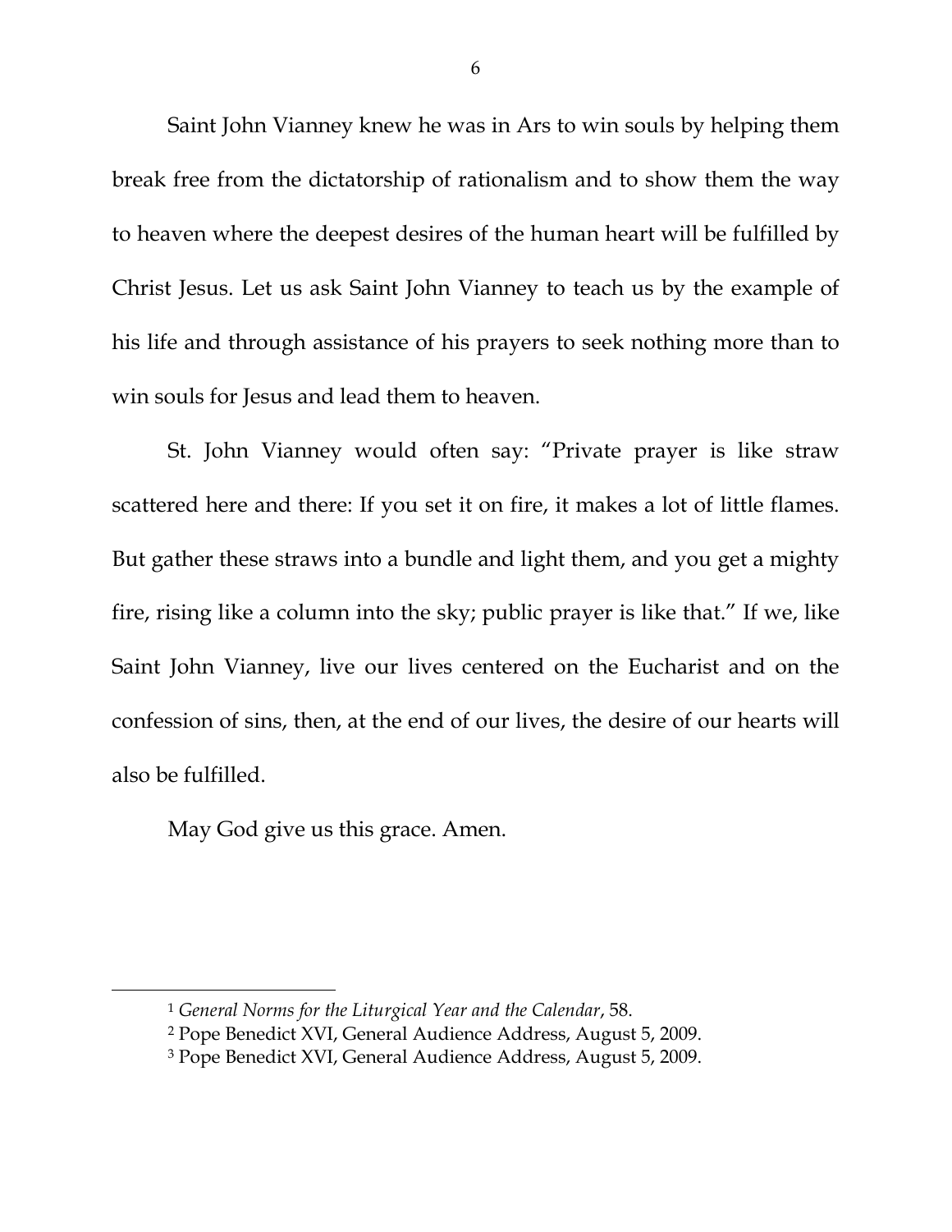Saint John Vianney knew he was in Ars to win souls by helping them break free from the dictatorship of rationalism and to show them the way to heaven where the deepest desires of the human heart will be fulfilled by Christ Jesus. Let us ask Saint John Vianney to teach us by the example of his life and through assistance of his prayers to seek nothing more than to win souls for Jesus and lead them to heaven.

St. John Vianney would often say: "Private prayer is like straw scattered here and there: If you set it on fire, it makes a lot of little flames. But gather these straws into a bundle and light them, and you get a mighty fire, rising like a column into the sky; public prayer is like that." If we, like Saint John Vianney, live our lives centered on the Eucharist and on the confession of sins, then, at the end of our lives, the desire of our hearts will also be fulfilled.

May God give us this grace. Amen.

---

[1] *General Norms for the Liturgical Year and the Calendar*, 58.

[2] Pope Benedict XVI, General Audience Address, August 5, 2009.

[3] Pope Benedict XVI, General Audience Address, August 5, 2009.